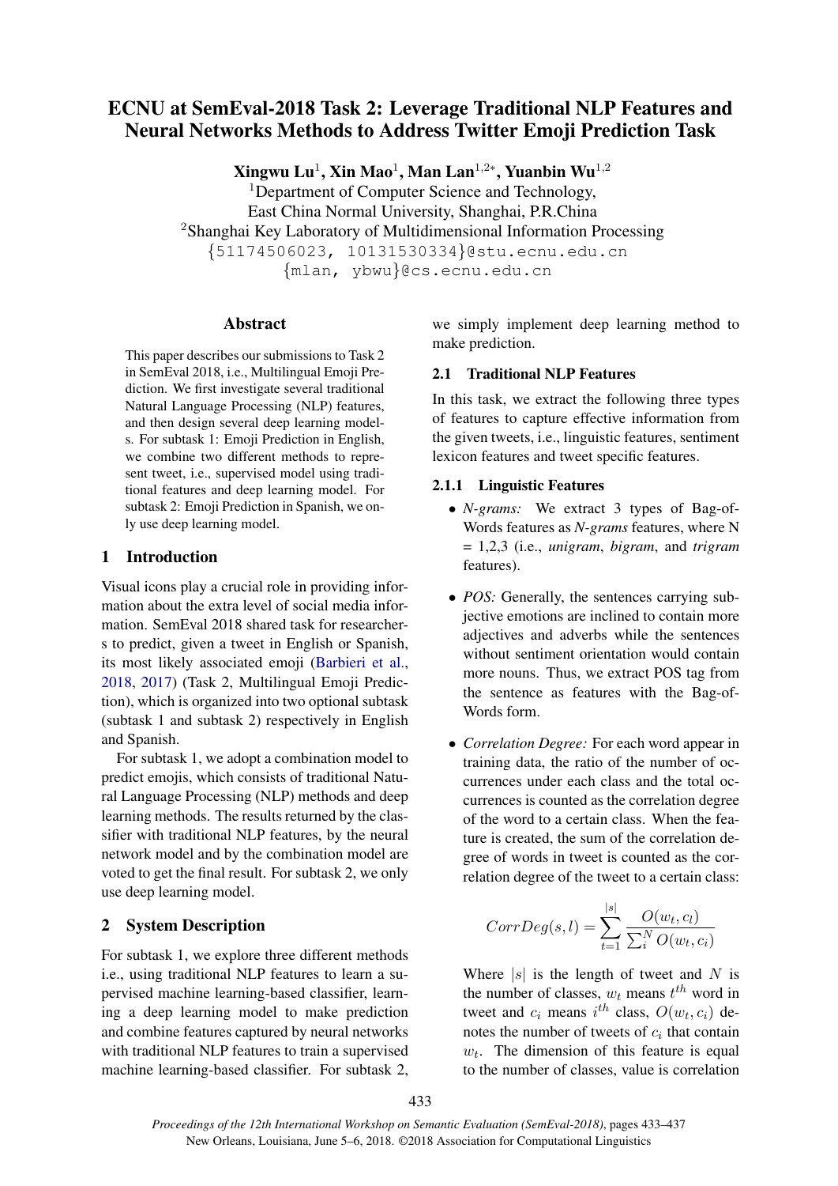# ECNU at SemEval-2018 Task 2: Leverage Traditional NLP Features and Neural Networks Methods to Address Twitter Emoji Prediction Task

**Xingwu Lu**[1], **Xin Mao**[1], **Man Lan**[1,2*], **Yuanbin Wu**[1,2]

[1]Department of Computer Science and Technology,
East China Normal University, Shanghai, P.R.China
[2]Shanghai Key Laboratory of Multidimensional Information Processing
{51174506023, 10131530334}@stu.ecnu.edu.cn
{mlan, ybwu}@cs.ecnu.edu.cn

## Abstract

This paper describes our submissions to Task 2 in SemEval 2018, i.e., Multilingual Emoji Prediction. We first investigate several traditional Natural Language Processing (NLP) features, and then design several deep learning models. For subtask 1: Emoji Prediction in English, we combine two different methods to represent tweet, i.e., supervised model using traditional features and deep learning model. For subtask 2: Emoji Prediction in Spanish, we only use deep learning model.

## 1 Introduction

Visual icons play a crucial role in providing information about the extra level of social media information. SemEval 2018 shared task for researchers to predict, given a tweet in English or Spanish, its most likely associated emoji (Barbieri et al., 2018, 2017) (Task 2, Multilingual Emoji Prediction), which is organized into two optional subtask (subtask 1 and subtask 2) respectively in English and Spanish.

For subtask 1, we adopt a combination model to predict emojis, which consists of traditional Natural Language Processing (NLP) methods and deep learning methods. The results returned by the classifier with traditional NLP features, by the neural network model and by the combination model are voted to get the final result. For subtask 2, we only use deep learning model.

## 2 System Description

For subtask 1, we explore three different methods i.e., using traditional NLP features to learn a supervised machine learning-based classifier, learning a deep learning model to make prediction and combine features captured by neural networks with traditional NLP features to train a supervised machine learning-based classifier. For subtask 2, we simply implement deep learning method to make prediction.

### 2.1 Traditional NLP Features

In this task, we extract the following three types of features to capture effective information from the given tweets, i.e., linguistic features, sentiment lexicon features and tweet specific features.

#### 2.1.1 Linguistic Features

- *N-grams:* We extract 3 types of Bag-of-Words features as *N-grams* features, where N = 1,2,3 (i.e., *unigram*, *bigram*, and *trigram* features).
- *POS:* Generally, the sentences carrying subjective emotions are inclined to contain more adjectives and adverbs while the sentences without sentiment orientation would contain more nouns. Thus, we extract POS tag from the sentence as features with the Bag-of-Words form.
- *Correlation Degree:* For each word appear in training data, the ratio of the number of occurrences under each class and the total occurrences is counted as the correlation degree of the word to a certain class. When the feature is created, the sum of the correlation degree of words in tweet is counted as the correlation degree of the tweet to a certain class:

$$CorrDeg(s, l) = \sum_{t=1}^{|s|} \frac{O(w_t, c_l)}{\sum_i^N O(w_t, c_i)}$$

Where $|s|$ is the length of tweet and $N$ is the number of classes, $w_t$ means $t^{th}$ word in tweet and $c_i$ means $i^{th}$ class, $O(w_t, c_i)$ denotes the number of tweets of $c_i$ that contain $w_t$. The dimension of this feature is equal to the number of classes, value is correlation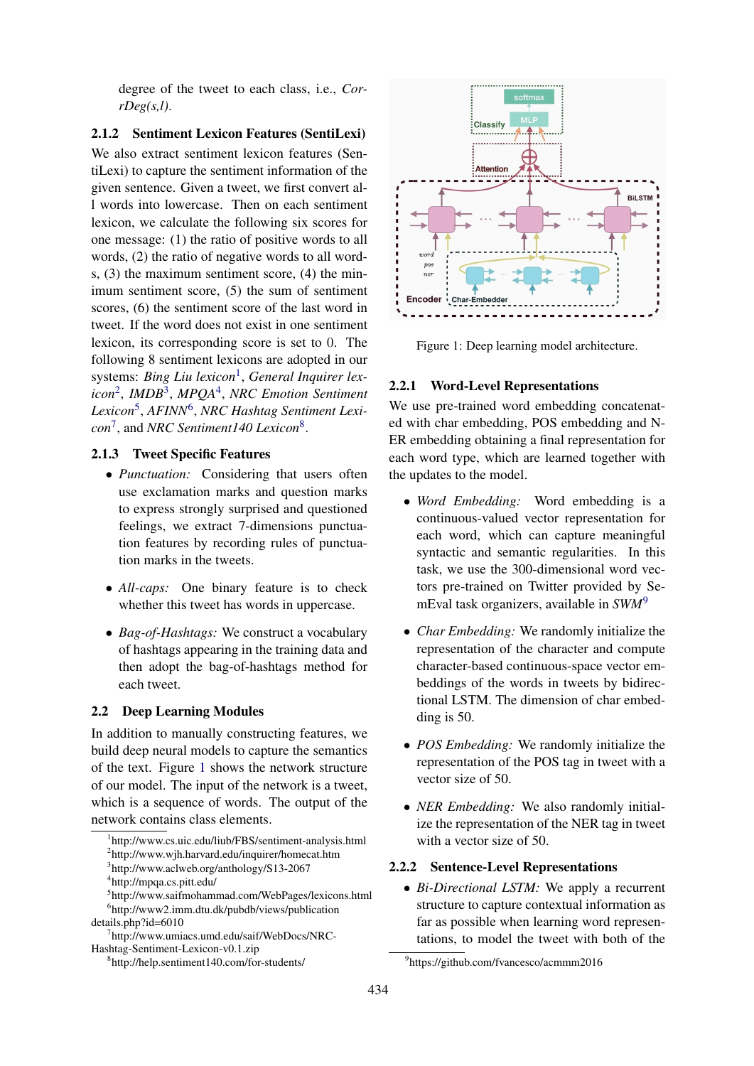degree of the tweet to each class, i.e., *CorrDeg(s,l)*.

#### 2.1.2 Sentiment Lexicon Features (SentiLexi)

We also extract sentiment lexicon features (SentiLexi) to capture the sentiment information of the given sentence. Given a tweet, we first convert all words into lowercase. Then on each sentiment lexicon, we calculate the following six scores for one message: (1) the ratio of positive words to all words, (2) the ratio of negative words to all words, (3) the maximum sentiment score, (4) the minimum sentiment score, (5) the sum of sentiment scores, (6) the sentiment score of the last word in tweet. If the word does not exist in one sentiment lexicon, its corresponding score is set to 0. The following 8 sentiment lexicons are adopted in our systems: *Bing Liu lexicon*[1], *General Inquirer lexicon*[2], *IMDB*[3], *MPQA*[4], *NRC Emotion Sentiment Lexicon*[5], *AFINN*[6], *NRC Hashtag Sentiment Lexicon*[7], and *NRC Sentiment140 Lexicon*[8].

#### 2.1.3 Tweet Specific Features

- *Punctuation:* Considering that users often use exclamation marks and question marks to express strongly surprised and questioned feelings, we extract 7-dimensions punctuation features by recording rules of punctuation marks in the tweets.
- *All-caps:* One binary feature is to check whether this tweet has words in uppercase.
- *Bag-of-Hashtags:* We construct a vocabulary of hashtags appearing in the training data and then adopt the bag-of-hashtags method for each tweet.

### 2.2 Deep Learning Modules

In addition to manually constructing features, we build deep neural models to capture the semantics of the text. Figure 1 shows the network structure of our model. The input of the network is a tweet, which is a sequence of words. The output of the network contains class elements.

[1]http://www.cs.uic.edu/liub/FBS/sentiment-analysis.html
[2]http://www.wjh.harvard.edu/inquirer/homecat.htm
[3]http://www.aclweb.org/anthology/S13-2067
[4]http://mpqa.cs.pitt.edu/
[5]http://www.saifmohammad.com/WebPages/lexicons.html
[6]http://www2.imm.dtu.dk/pubdb/views/publication details.php?id=6010
[7]http://www.umiacs.umd.edu/saif/WebDocs/NRC-Hashtag-Sentiment-Lexicon-v0.1.zip
[8]http://help.sentiment140.com/for-students/

softmax
Classify
MLP
Attention
BiLSTM
word
pos
ner
Encoder
Char-Embedder

Figure 1: Deep learning model architecture.

#### 2.2.1 Word-Level Representations

We use pre-trained word embedding concatenated with char embedding, POS embedding and NER embedding obtaining a final representation for each word type, which are learned together with the updates to the model.

- *Word Embedding:* Word embedding is a continuous-valued vector representation for each word, which can capture meaningful syntactic and semantic regularities. In this task, we use the 300-dimensional word vectors pre-trained on Twitter provided by SemEval task organizers, available in *SWM*[9]
- *Char Embedding:* We randomly initialize the representation of the character and compute character-based continuous-space vector embeddings of the words in tweets by bidirectional LSTM. The dimension of char embedding is 50.
- *POS Embedding:* We randomly initialize the representation of the POS tag in tweet with a vector size of 50.
- *NER Embedding:* We also randomly initialize the representation of the NER tag in tweet with a vector size of 50.

#### 2.2.2 Sentence-Level Representations

- *Bi-Directional LSTM:* We apply a recurrent structure to capture contextual information as far as possible when learning word representations, to model the tweet with both of the

[9]https://github.com/fvancesco/acmmm2016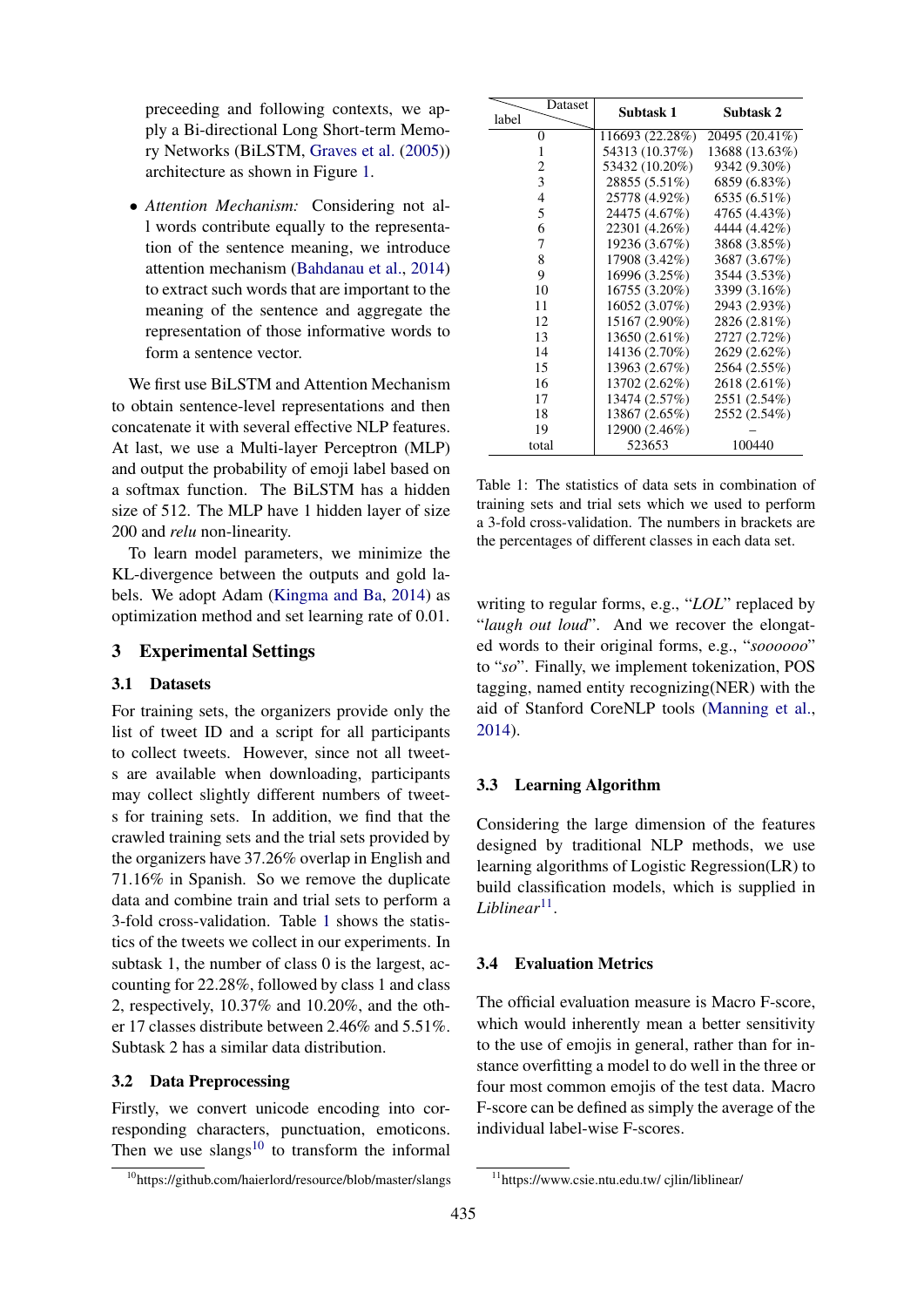preceeding and following contexts, we apply a Bi-directional Long Short-term Memory Networks (BiLSTM, Graves et al. (2005)) architecture as shown in Figure 1.

- *Attention Mechanism:* Considering not all words contribute equally to the representation of the sentence meaning, we introduce attention mechanism (Bahdanau et al., 2014) to extract such words that are important to the meaning of the sentence and aggregate the representation of those informative words to form a sentence vector.

We first use BiLSTM and Attention Mechanism to obtain sentence-level representations and then concatenate it with several effective NLP features. At last, we use a Multi-layer Perceptron (MLP) and output the probability of emoji label based on a softmax function. The BiLSTM has a hidden size of 512. The MLP have 1 hidden layer of size 200 and *relu* non-linearity.

To learn model parameters, we minimize the KL-divergence between the outputs and gold labels. We adopt Adam (Kingma and Ba, 2014) as optimization method and set learning rate of 0.01.

## 3 Experimental Settings

### 3.1 Datasets

For training sets, the organizers provide only the list of tweet ID and a script for all participants to collect tweets. However, since not all tweets are available when downloading, participants may collect slightly different numbers of tweets for training sets. In addition, we find that the crawled training sets and the trial sets provided by the organizers have 37.26% overlap in English and 71.16% in Spanish. So we remove the duplicate data and combine train and trial sets to perform a 3-fold cross-validation. Table 1 shows the statistics of the tweets we collect in our experiments. In subtask 1, the number of class 0 is the largest, accounting for 22.28%, followed by class 1 and class 2, respectively, 10.37% and 10.20%, and the other 17 classes distribute between 2.46% and 5.51%. Subtask 2 has a similar data distribution.

| label \ Dataset | Subtask 1 | Subtask 2 |
|---|---|---|
| 0 | 116693 (22.28%) | 20495 (20.41%) |
| 1 | 54313 (10.37%) | 13688 (13.63%) |
| 2 | 53432 (10.20%) | 9342 (9.30%) |
| 3 | 28855 (5.51%) | 6859 (6.83%) |
| 4 | 25778 (4.92%) | 6535 (6.51%) |
| 5 | 24475 (4.67%) | 4765 (4.43%) |
| 6 | 22301 (4.26%) | 4444 (4.42%) |
| 7 | 19236 (3.67%) | 3868 (3.85%) |
| 8 | 17908 (3.42%) | 3687 (3.67%) |
| 9 | 16996 (3.25%) | 3544 (3.53%) |
| 10 | 16755 (3.20%) | 3399 (3.16%) |
| 11 | 16052 (3.07%) | 2943 (2.93%) |
| 12 | 15167 (2.90%) | 2826 (2.81%) |
| 13 | 13650 (2.61%) | 2727 (2.72%) |
| 14 | 14136 (2.70%) | 2629 (2.62%) |
| 15 | 13963 (2.67%) | 2564 (2.55%) |
| 16 | 13702 (2.62%) | 2618 (2.61%) |
| 17 | 13474 (2.57%) | 2551 (2.54%) |
| 18 | 13867 (2.65%) | 2552 (2.54%) |
| 19 | 12900 (2.46%) | – |
| total | 523653 | 100440 |

Table 1: The statistics of data sets in combination of training sets and trial sets which we used to perform a 3-fold cross-validation. The numbers in brackets are the percentages of different classes in each data set.

### 3.2 Data Preprocessing

Firstly, we convert unicode encoding into corresponding characters, punctuation, emoticons. Then we use slangs[10] to transform the informal writing to regular forms, e.g., "*LOL*" replaced by "*laugh out loud*". And we recover the elongated words to their original forms, e.g., "*soooooo*" to "*so*". Finally, we implement tokenization, POS tagging, named entity recognizing(NER) with the aid of Stanford CoreNLP tools (Manning et al., 2014).

### 3.3 Learning Algorithm

Considering the large dimension of the features designed by traditional NLP methods, we use learning algorithms of Logistic Regression(LR) to build classification models, which is supplied in *Liblinear*[11].

### 3.4 Evaluation Metrics

The official evaluation measure is Macro F-score, which would inherently mean a better sensitivity to the use of emojis in general, rather than for instance overfitting a model to do well in the three or four most common emojis of the test data. Macro F-score can be defined as simply the average of the individual label-wise F-scores.

[10] https://github.com/haierlord/resource/blob/master/slangs

[11] https://www.csie.ntu.edu.tw/ cjlin/liblinear/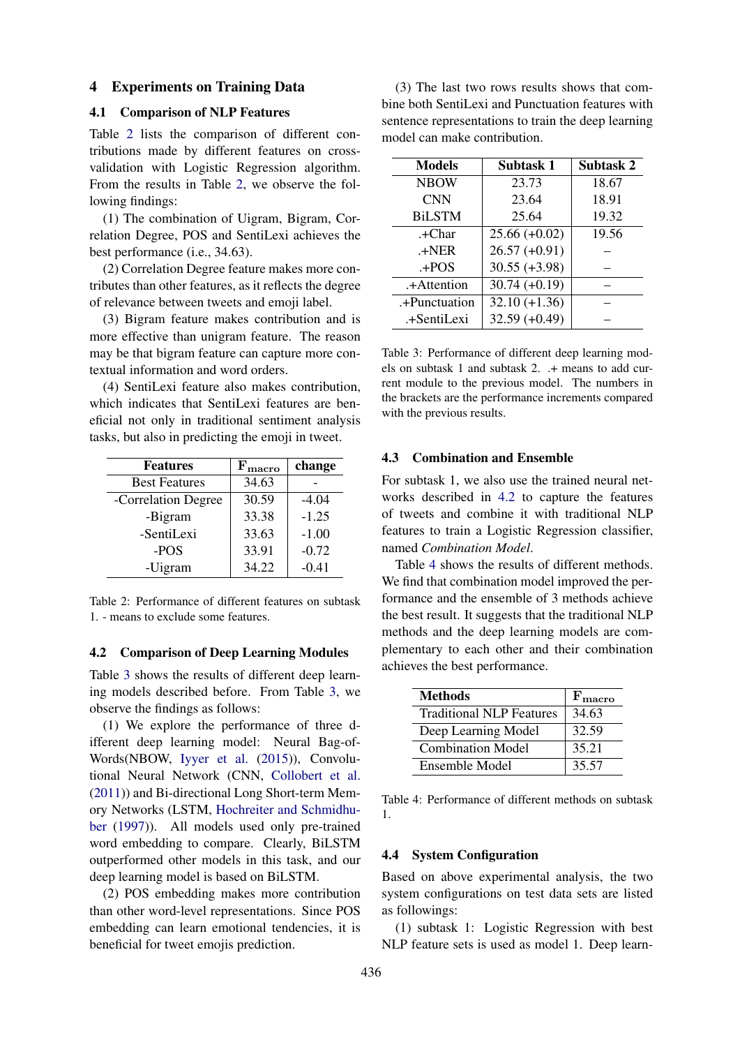## 4 Experiments on Training Data

### 4.1 Comparison of NLP Features

Table 2 lists the comparison of different contributions made by different features on cross-validation with Logistic Regression algorithm. From the results in Table 2, we observe the following findings:

(1) The combination of Uigram, Bigram, Correlation Degree, POS and SentiLexi achieves the best performance (i.e., 34.63).

(2) Correlation Degree feature makes more contributes than other features, as it reflects the degree of relevance between tweets and emoji label.

(3) Bigram feature makes contribution and is more effective than unigram feature. The reason may be that bigram feature can capture more contextual information and word orders.

(4) SentiLexi feature also makes contribution, which indicates that SentiLexi features are beneficial not only in traditional sentiment analysis tasks, but also in predicting the emoji in tweet.

| Features | $F_{macro}$ | change |
|---|---|---|
| Best Features | 34.63 | - |
| -Correlation Degree | 30.59 | -4.04 |
| -Bigram | 33.38 | -1.25 |
| -SentiLexi | 33.63 | -1.00 |
| -POS | 33.91 | -0.72 |
| -Uigram | 34.22 | -0.41 |

Table 2: Performance of different features on subtask 1. - means to exclude some features.

### 4.2 Comparison of Deep Learning Modules

Table 3 shows the results of different deep learning models described before. From Table 3, we observe the findings as follows:

(1) We explore the performance of three different deep learning model: Neural Bag-of-Words(NBOW, Iyyer et al. (2015)), Convolutional Neural Network (CNN, Collobert et al. (2011)) and Bi-directional Long Short-term Memory Networks (LSTM, Hochreiter and Schmidhuber (1997)). All models used only pre-trained word embedding to compare. Clearly, BiLSTM outperformed other models in this task, and our deep learning model is based on BiLSTM.

(2) POS embedding makes more contribution than other word-level representations. Since POS embedding can learn emotional tendencies, it is beneficial for tweet emojis prediction.

(3) The last two rows results shows that combine both SentiLexi and Punctuation features with sentence representations to train the deep learning model can make contribution.

| Models | Subtask 1 | Subtask 2 |
|---|---|---|
| NBOW | 23.73 | 18.67 |
| CNN | 23.64 | 18.91 |
| BiLSTM | 25.64 | 19.32 |
| .+Char | 25.66 (+0.02) | 19.56 |
| .+NER | 26.57 (+0.91) | – |
| .+POS | 30.55 (+3.98) | – |
| .+Attention | 30.74 (+0.19) | – |
| .+Punctuation | 32.10 (+1.36) | – |
| .+SentiLexi | 32.59 (+0.49) | – |

Table 3: Performance of different deep learning models on subtask 1 and subtask 2. .+ means to add current module to the previous model. The numbers in the brackets are the performance increments compared with the previous results.

### 4.3 Combination and Ensemble

For subtask 1, we also use the trained neural networks described in 4.2 to capture the features of tweets and combine it with traditional NLP features to train a Logistic Regression classifier, named *Combination Model*.

Table 4 shows the results of different methods. We find that combination model improved the performance and the ensemble of 3 methods achieve the best result. It suggests that the traditional NLP methods and the deep learning models are complementary to each other and their combination achieves the best performance.

| Methods | $F_{macro}$ |
|---|---|
| Traditional NLP Features | 34.63 |
| Deep Learning Model | 32.59 |
| Combination Model | 35.21 |
| Ensemble Model | 35.57 |

Table 4: Performance of different methods on subtask 1.

### 4.4 System Configuration

Based on above experimental analysis, the two system configurations on test data sets are listed as followings:

(1) subtask 1: Logistic Regression with best NLP feature sets is used as model 1. Deep learn-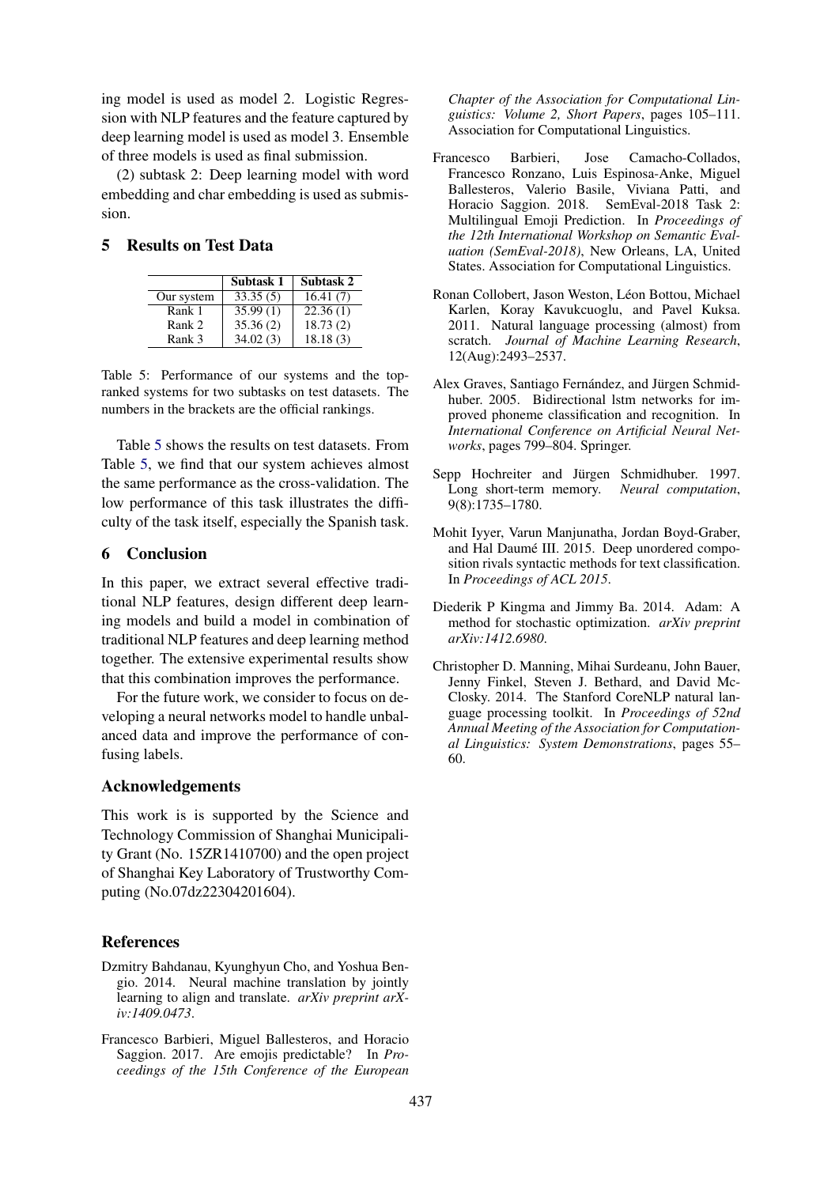ing model is used as model 2. Logistic Regression with NLP features and the feature captured by deep learning model is used as model 3. Ensemble of three models is used as final submission.

(2) subtask 2: Deep learning model with word embedding and char embedding is used as submission.

## 5 Results on Test Data

| | Subtask 1 | Subtask 2 |
|---|---|---|
| Our system | 33.35 (5) | 16.41 (7) |
| Rank 1 | 35.99 (1) | 22.36 (1) |
| Rank 2 | 35.36 (2) | 18.73 (2) |
| Rank 3 | 34.02 (3) | 18.18 (3) |

Table 5: Performance of our systems and the top-ranked systems for two subtasks on test datasets. The numbers in the brackets are the official rankings.

Table 5 shows the results on test datasets. From Table 5, we find that our system achieves almost the same performance as the cross-validation. The low performance of this task illustrates the difficulty of the task itself, especially the Spanish task.

## 6 Conclusion

In this paper, we extract several effective traditional NLP features, design different deep learning models and build a model in combination of traditional NLP features and deep learning method together. The extensive experimental results show that this combination improves the performance.

For the future work, we consider to focus on developing a neural networks model to handle unbalanced data and improve the performance of confusing labels.

## Acknowledgements

This work is is supported by the Science and Technology Commission of Shanghai Municipality Grant (No. 15ZR1410700) and the open project of Shanghai Key Laboratory of Trustworthy Computing (No.07dz22304201604).

## References

Dzmitry Bahdanau, Kyunghyun Cho, and Yoshua Bengio. 2014. Neural machine translation by jointly learning to align and translate. *arXiv preprint arXiv:1409.0473*.

Francesco Barbieri, Miguel Ballesteros, and Horacio Saggion. 2017. Are emojis predictable? In *Proceedings of the 15th Conference of the European Chapter of the Association for Computational Linguistics: Volume 2, Short Papers*, pages 105–111. Association for Computational Linguistics.

Francesco Barbieri, Jose Camacho-Collados, Francesco Ronzano, Luis Espinosa-Anke, Miguel Ballesteros, Valerio Basile, Viviana Patti, and Horacio Saggion. 2018. SemEval-2018 Task 2: Multilingual Emoji Prediction. In *Proceedings of the 12th International Workshop on Semantic Evaluation (SemEval-2018)*, New Orleans, LA, United States. Association for Computational Linguistics.

Ronan Collobert, Jason Weston, Léon Bottou, Michael Karlen, Koray Kavukcuoglu, and Pavel Kuksa. 2011. Natural language processing (almost) from scratch. *Journal of Machine Learning Research*, 12(Aug):2493–2537.

Alex Graves, Santiago Fernández, and Jürgen Schmidhuber. 2005. Bidirectional lstm networks for improved phoneme classification and recognition. In *International Conference on Artificial Neural Networks*, pages 799–804. Springer.

Sepp Hochreiter and Jürgen Schmidhuber. 1997. Long short-term memory. *Neural computation*, 9(8):1735–1780.

Mohit Iyyer, Varun Manjunatha, Jordan Boyd-Graber, and Hal Daumé III. 2015. Deep unordered composition rivals syntactic methods for text classification. In *Proceedings of ACL 2015*.

Diederik P Kingma and Jimmy Ba. 2014. Adam: A method for stochastic optimization. *arXiv preprint arXiv:1412.6980*.

Christopher D. Manning, Mihai Surdeanu, John Bauer, Jenny Finkel, Steven J. Bethard, and David McClosky. 2014. The Stanford CoreNLP natural language processing toolkit. In *Proceedings of 52nd Annual Meeting of the Association for Computational Linguistics: System Demonstrations*, pages 55–60.